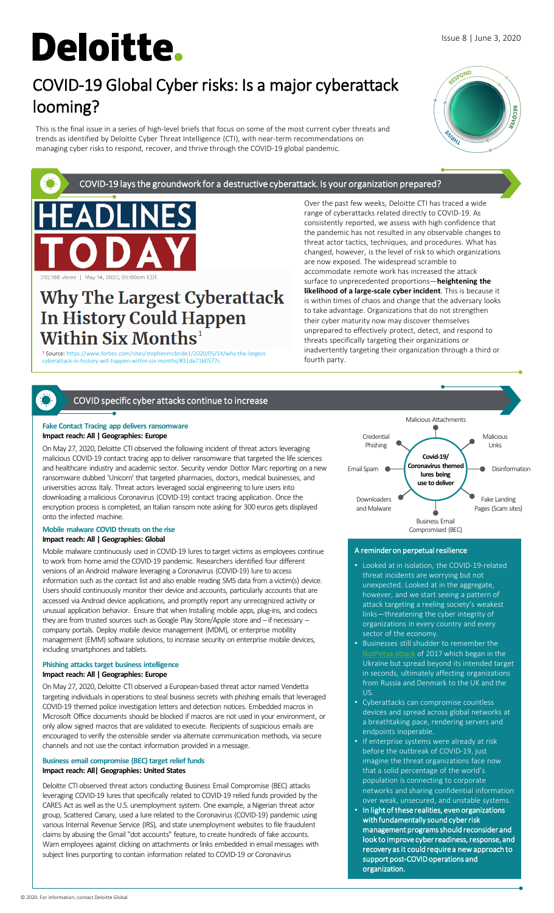# Deloitte.

Issue 8 | June 3, 2020

# COVID-19 Global Cyber risks: Is a major cyberattack looming?

This is the final issue in a series of high-level briefs that focus on some of the most current cyber threats and trends as identified by Deloitte Cyber Threat Intelligence (CTI), with near-term recommendations on managing cyber risks to respond, recover, and thrive through the COVID-19 global pandemic.

## COVID-19 lays the groundwork for a destructive cyberattack. Is your organization prepared?

HEADLINES TODAY

292,188 views | May 14, 2020, 09:00am EDT

**Why The Largest Cyberattack In History Could Happen Within Six Months**[1]

[1] Source: https://www.forbes.com/sites/stephenmcbride1/2020/05/14/why-the-largest-cyberattack-in-history-will-happen-within-six-months/#31da7160577c

Over the past few weeks, Deloitte CTI has traced a wide range of cyberattacks related directly to COVID-19. As consistently reported, we assess with high confidence that the pandemic has not resulted in any observable changes to threat actor tactics, techniques, and procedures. What has changed, however, is the level of risk to which organizations are now exposed. The widespread scramble to accommodate remote work has increased the attack surface to unprecedented proportions—**heightening the likelihood of a large-scale cyber incident**. This is because it is within times of chaos and change that the adversary looks to take advantage. Organizations that do not strengthen their cyber maturity now may discover themselves unprepared to effectively protect, detect, and respond to threats specifically targeting their organizations or inadvertently targeting their organization through a third or fourth party.

## COVID specific cyber attacks continue to increase

### Fake Contact Tracing app delivers ransomware
**Impact reach: All | Geographies: Europe**

On May 27, 2020, Deloitte CTI observed the following incident of threat actors leveraging malicious COVID-19 contact tracing app to deliver ransomware that targeted the life sciences and healthcare industry and academic sector. Security vendor Dottor Marc reporting on a new ransomware dubbed 'Unicorn' that targeted pharmacies, doctors, medical businesses, and universities across Italy. Threat actors leveraged social engineering to lure users into downloading a malicious Coronavirus (COVID-19) contact tracing application. Once the encryption process is completed, an Italian ransom note asking for 300 euros gets displayed onto the infected machine.

### Mobile malware COVID threats on the rise
**Impact reach: All | Geographies: Global**

Mobile malware continuously used in COVID-19 lures to target victims as employees continue to work from home amid the COVID-19 pandemic. Researchers identified four different versions of an Android malware leveraging a Coronavirus (COVID-19) lure to access information such as the contact list and also enable reading SMS data from a victim(s) device. Users should continuously monitor their device and accounts, particularly accounts that are accessed via Android device applications, and promptly report any unrecognized activity or unusual application behavior. Ensure that when Installing mobile apps, plug-ins, and codecs they are from trusted sources such as Google Play Store/Apple store and – if necessary – company portals. Deploy mobile device management (MDM), or enterprise mobility management (EMM) software solutions, to increase security on enterprise mobile devices, including smartphones and tablets.

### Phishing attacks target business intelligence
**Impact reach: All | Geographies: Europe**

On May 27, 2020, Deloitte CTI observed a European-based threat actor named Vendetta targeting individuals in operations to steal business secrets with phishing emails that leveraged COVID-19 themed police investigation letters and detection notices. Embedded macros in Microsoft Office documents should be blocked if macros are not used in your environment, or only allow signed macros that are validated to execute. Recipients of suspicious emails are encouraged to verify the ostensible sender via alternate communication methods, via secure channels and not use the contact information provided in a message.

### Business email compromise (BEC) target relief funds
**Impact reach: All| Geographies: United States**

Deloitte CTI observed threat actors conducting Business Email Compromise (BEC) attacks leveraging COVID-19 lures that specifically related to COVID-19 relied funds provided by the CARES Act as well as the U.S. unemployment system. One example, a Nigerian threat actor group, Scattered Canary, used a lure related to the Coronavirus (COVID-19) pandemic using various Internal Revenue Service (IRS), and state unemployment websites to file fraudulent claims by abusing the Gmail "dot accounts" feature, to create hundreds of fake accounts. Warn employees against clicking on attachments or links embedded in email messages with subject lines purporting to contain information related to COVID-19 or Coronavirus

**Covid-19/ Coronavirus themed lures being use to deliver**

- Malicious Attachments
- Malicious Links
- Disinformation
- Fake Landing Pages (Scam sites)
- Business Email Compromised (BEC)
- Downloaders and Malware
- Email Spam
- Credential Phishing

### A reminder on perpetual resilience

- Looked at in isolation, the COVID-19-related threat incidents are worrying but not unexpected. Looked at in the aggregate, however, and we start seeing a pattern of attack targeting a reeling society's weakest links—threatening the cyber integrity of organizations in every country and every sector of the economy.
- Businesses still shudder to remember the NotPetya attack of 2017 which began in the Ukraine but spread beyond its intended target in seconds, ultimately affecting organizations from Russia and Denmark to the UK and the US.
- Cyberattacks can compromise countless devices and spread across global networks at a breathtaking pace, rendering servers and endpoints inoperable.
- If enterprise systems were already at risk before the outbreak of COVID-19, just imagine the threat organizations face now that a solid percentage of the world's population is connecting to corporate networks and sharing confidential information over weak, unsecured, and unstable systems.
- **In light of these realities, even organizations with fundamentally sound cyber risk management programs should reconsider and look to improve cyber readiness, response, and recovery as it could require a new approach to support post-COVID operations and organization.**

© 2020. For information, contact Deloitte Global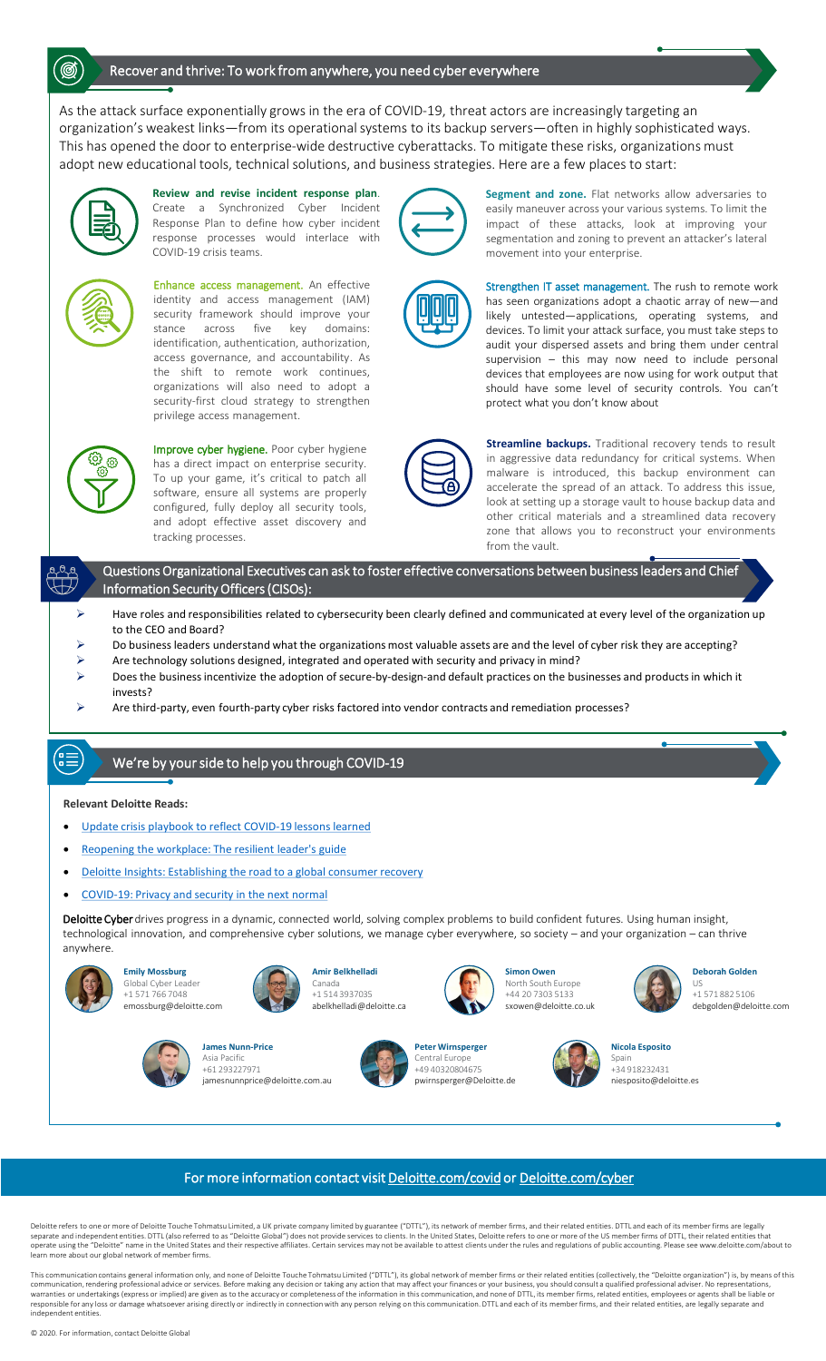## Recover and thrive: To work from anywhere, you need cyber everywhere

As the attack surface exponentially grows in the era of COVID-19, threat actors are increasingly targeting an organization's weakest links—from its operational systems to its backup servers—often in highly sophisticated ways. This has opened the door to enterprise-wide destructive cyberattacks. To mitigate these risks, organizations must adopt new educational tools, technical solutions, and business strategies. Here are a few places to start:

**Review and revise incident response plan**. Create a Synchronized Cyber Incident Response Plan to define how cyber incident response processes would interlace with COVID-19 crisis teams.

**Enhance access management.** An effective identity and access management (IAM) security framework should improve your stance across five key domains: identification, authentication, authorization, access governance, and accountability. As the shift to remote work continues, organizations will also need to adopt a security-first cloud strategy to strengthen privilege access management.

**Improve cyber hygiene.** Poor cyber hygiene has a direct impact on enterprise security. To up your game, it's critical to patch all software, ensure all systems are properly configured, fully deploy all security tools, and adopt effective asset discovery and tracking processes.

**Segment and zone.** Flat networks allow adversaries to easily maneuver across your various systems. To limit the impact of these attacks, look at improving your segmentation and zoning to prevent an attacker's lateral movement into your enterprise.

**Strengthen IT asset management.** The rush to remote work has seen organizations adopt a chaotic array of new—and likely untested—applications, operating systems, and devices. To limit your attack surface, you must take steps to audit your dispersed assets and bring them under central supervision – this may now need to include personal devices that employees are now using for work output that should have some level of security controls. You can't protect what you don't know about

**Streamline backups.** Traditional recovery tends to result in aggressive data redundancy for critical systems. When malware is introduced, this backup environment can accelerate the spread of an attack. To address this issue, look at setting up a storage vault to house backup data and other critical materials and a streamlined data recovery zone that allows you to reconstruct your environments from the vault.

## Questions Organizational Executives can ask to foster effective conversations between business leaders and Chief Information Security Officers (CISOs):

- Have roles and responsibilities related to cybersecurity been clearly defined and communicated at every level of the organization up to the CEO and Board?
- Do business leaders understand what the organizations most valuable assets are and the level of cyber risk they are accepting?
- Are technology solutions designed, integrated and operated with security and privacy in mind?
- Does the business incentivize the adoption of secure-by-design-and default practices on the businesses and products in which it invests?
- Are third-party, even fourth-party cyber risks factored into vendor contracts and remediation processes?

## We're by your side to help you through COVID-19

**Relevant Deloitte Reads:**

- Update crisis playbook to reflect COVID-19 lessons learned
- Reopening the workplace: The resilient leader's guide
- Deloitte Insights: Establishing the road to a global consumer recovery
- COVID-19: Privacy and security in the next normal

**Deloitte Cyber** drives progress in a dynamic, connected world, solving complex problems to build confident futures. Using human insight, technological innovation, and comprehensive cyber solutions, we manage cyber everywhere, so society – and your organization – can thrive anywhere.

**Emily Mossburg**
Global Cyber Leader
+1 571 766 7048
emossburg@deloitte.com

**Amir Belkhelladi**
Canada
+1 514 3937035
abelkhelladi@deloitte.ca

**Simon Owen**
North South Europe
+44 20 7303 5133
sxowen@deloitte.co.uk

**Deborah Golden**
US
+1 571 882 5106
debgolden@deloitte.com

**James Nunn-Price**
Asia Pacific
+61 293227971
jamesnunnprice@deloitte.com.au

**Peter Wirnsperger**
Central Europe
+49 40320804675
pwirnsperger@Deloitte.de

**Nicola Esposito**
Spain
+34 918232431
niesposito@deloitte.es

For more information contact visit Deloitte.com/covid or Deloitte.com/cyber

Deloitte refers to one or more of Deloitte Touche Tohmatsu Limited, a UK private company limited by guarantee ("DTTL"), its network of member firms, and their related entities. DTTL and each of its member firms are legally separate and independent entities. DTTL (also referred to as "Deloitte Global") does not provide services to clients. In the United States, Deloitte refers to one or more of the US member firms of DTTL, their related entities that operate using the "Deloitte" name in the United States and their respective affiliates. Certain services may not be available to attest clients under the rules and regulations of public accounting. Please see www.deloitte.com/about to learn more about our global network of member firms.

This communication contains general information only, and none of Deloitte Touche Tohmatsu Limited ("DTTL"), its global network of member firms or their related entities (collectively, the "Deloitte organization") is, by means of this communication, rendering professional advice or services. Before making any decision or taking any action that may affect your finances or your business, you should consult a qualified professional adviser. No representations, warranties or undertakings (express or implied) are given as to the accuracy or completeness of the information in this communication, and none of DTTL, its member firms, related entities, employees or agents shall be liable or responsible for any loss or damage whatsoever arising directly or indirectly in connection with any person relying on this communication. DTTL and each of its member firms, and their related entities, are legally separate and independent entities.

© 2020. For information, contact Deloitte Global